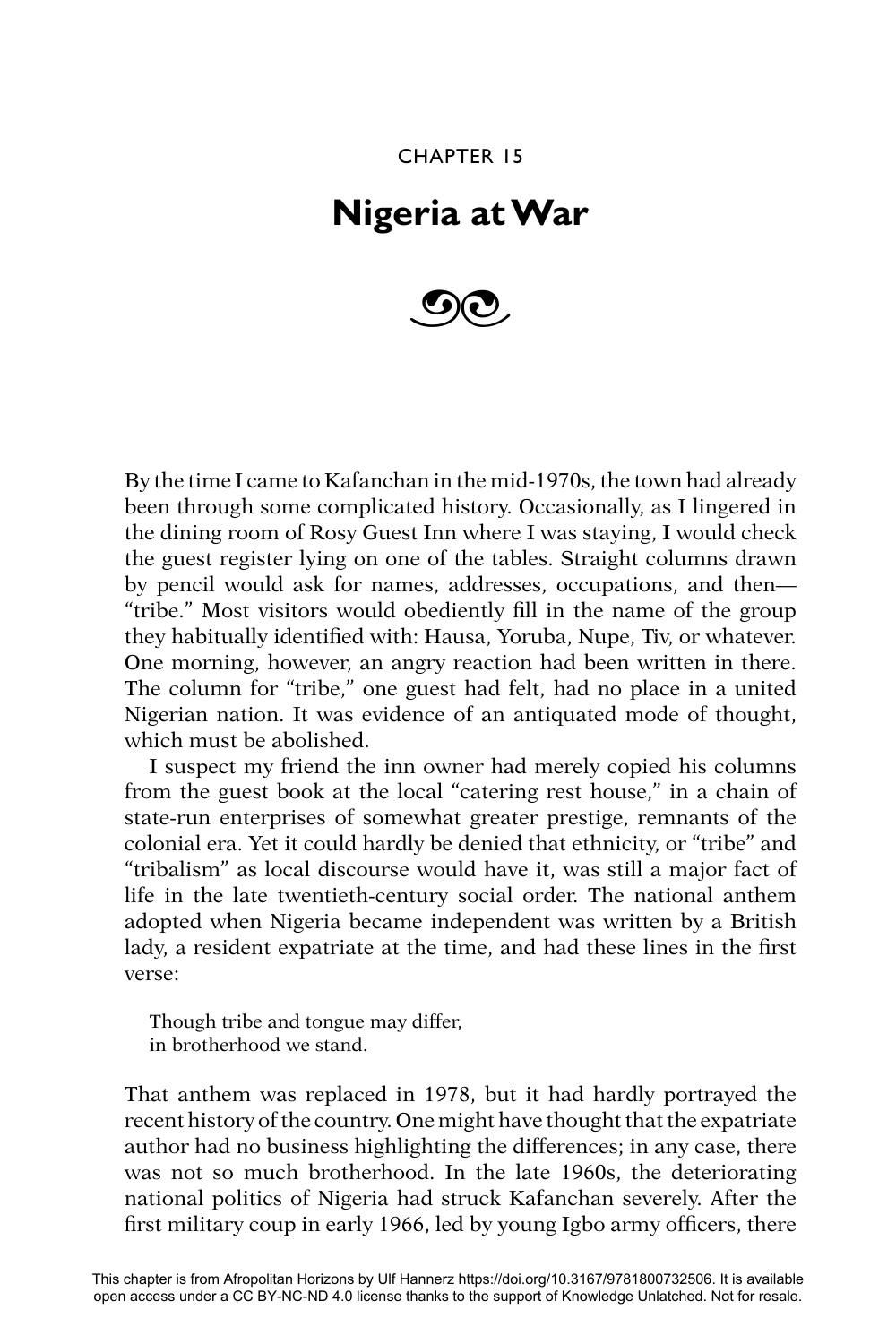CHAPTER 15

# Nigeria at War

By the time I came to Kafanchan in the mid-1970s, the town had already been through some complicated history. Occasionally, as I lingered in the dining room of Rosy Guest Inn where I was staying, I would check the guest register lying on one of the tables. Straight columns drawn by pencil would ask for names, addresses, occupations, and then—"tribe." Most visitors would obediently fill in the name of the group they habitually identified with: Hausa, Yoruba, Nupe, Tiv, or whatever. One morning, however, an angry reaction had been written in there. The column for "tribe," one guest had felt, had no place in a united Nigerian nation. It was evidence of an antiquated mode of thought, which must be abolished.

I suspect my friend the inn owner had merely copied his columns from the guest book at the local "catering rest house," in a chain of state-run enterprises of somewhat greater prestige, remnants of the colonial era. Yet it could hardly be denied that ethnicity, or "tribe" and "tribalism" as local discourse would have it, was still a major fact of life in the late twentieth-century social order. The national anthem adopted when Nigeria became independent was written by a British lady, a resident expatriate at the time, and had these lines in the first verse:

> Though tribe and tongue may differ,
> in brotherhood we stand.

That anthem was replaced in 1978, but it had hardly portrayed the recent history of the country. One might have thought that the expatriate author had no business highlighting the differences; in any case, there was not so much brotherhood. In the late 1960s, the deteriorating national politics of Nigeria had struck Kafanchan severely. After the first military coup in early 1966, led by young Igbo army officers, there

This chapter is from Afropolitan Horizons by Ulf Hannerz https://doi.org/10.3167/9781800732506. It is available open access under a CC BY-NC-ND 4.0 license thanks to the support of Knowledge Unlatched. Not for resale.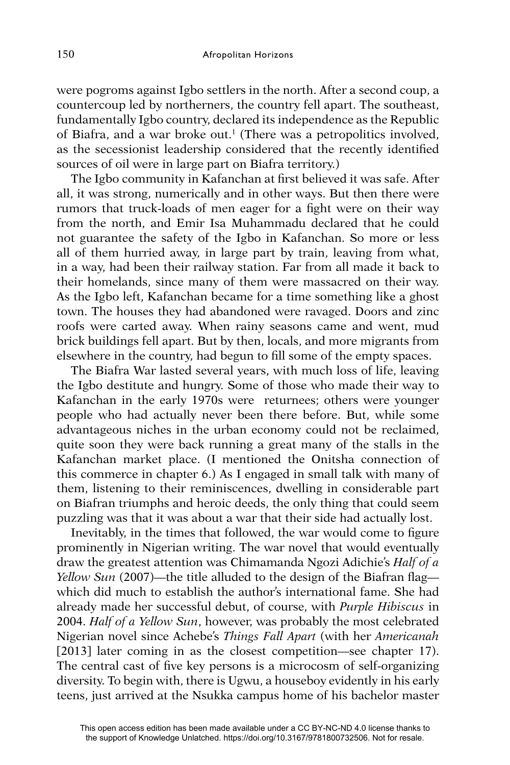were pogroms against Igbo settlers in the north. After a second coup, a countercoup led by northerners, the country fell apart. The southeast, fundamentally Igbo country, declared its independence as the Republic of Biafra, and a war broke out.[1] (There was a petropolitics involved, as the secessionist leadership considered that the recently identified sources of oil were in large part on Biafra territory.)

The Igbo community in Kafanchan at first believed it was safe. After all, it was strong, numerically and in other ways. But then there were rumors that truck-loads of men eager for a fight were on their way from the north, and Emir Isa Muhammadu declared that he could not guarantee the safety of the Igbo in Kafanchan. So more or less all of them hurried away, in large part by train, leaving from what, in a way, had been their railway station. Far from all made it back to their homelands, since many of them were massacred on their way. As the Igbo left, Kafanchan became for a time something like a ghost town. The houses they had abandoned were ravaged. Doors and zinc roofs were carted away. When rainy seasons came and went, mud brick buildings fell apart. But by then, locals, and more migrants from elsewhere in the country, had begun to fill some of the empty spaces.

The Biafra War lasted several years, with much loss of life, leaving the Igbo destitute and hungry. Some of those who made their way to Kafanchan in the early 1970s were returnees; others were younger people who had actually never been there before. But, while some advantageous niches in the urban economy could not be reclaimed, quite soon they were back running a great many of the stalls in the Kafanchan market place. (I mentioned the Onitsha connection of this commerce in chapter 6.) As I engaged in small talk with many of them, listening to their reminiscences, dwelling in considerable part on Biafran triumphs and heroic deeds, the only thing that could seem puzzling was that it was about a war that their side had actually lost.

Inevitably, in the times that followed, the war would come to figure prominently in Nigerian writing. The war novel that would eventually draw the greatest attention was Chimamanda Ngozi Adichie's *Half of a Yellow Sun* (2007)—the title alluded to the design of the Biafran flag—which did much to establish the author's international fame. She had already made her successful debut, of course, with *Purple Hibiscus* in 2004. *Half of a Yellow Sun*, however, was probably the most celebrated Nigerian novel since Achebe's *Things Fall Apart* (with her *Americanah* [2013] later coming in as the closest competition—see chapter 17). The central cast of five key persons is a microcosm of self-organizing diversity. To begin with, there is Ugwu, a houseboy evidently in his early teens, just arrived at the Nsukka campus home of his bachelor master

This open access edition has been made available under a CC BY-NC-ND 4.0 license thanks to the support of Knowledge Unlatched. https://doi.org/10.3167/9781800732506. Not for resale.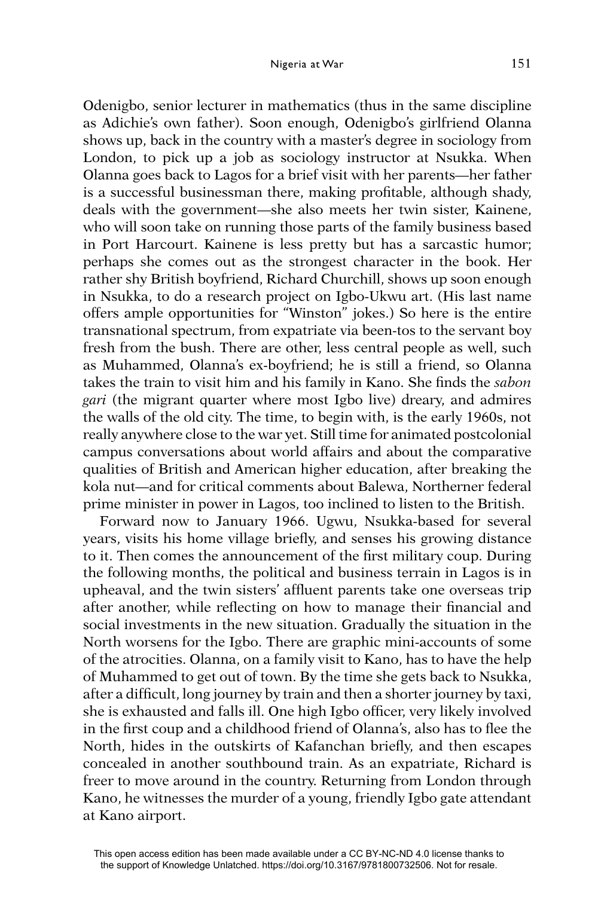Odenigbo, senior lecturer in mathematics (thus in the same discipline as Adichie's own father). Soon enough, Odenigbo's girlfriend Olanna shows up, back in the country with a master's degree in sociology from London, to pick up a job as sociology instructor at Nsukka. When Olanna goes back to Lagos for a brief visit with her parents—her father is a successful businessman there, making profitable, although shady, deals with the government—she also meets her twin sister, Kainene, who will soon take on running those parts of the family business based in Port Harcourt. Kainene is less pretty but has a sarcastic humor; perhaps she comes out as the strongest character in the book. Her rather shy British boyfriend, Richard Churchill, shows up soon enough in Nsukka, to do a research project on Igbo-Ukwu art. (His last name offers ample opportunities for "Winston" jokes.) So here is the entire transnational spectrum, from expatriate via been-tos to the servant boy fresh from the bush. There are other, less central people as well, such as Muhammed, Olanna's ex-boyfriend; he is still a friend, so Olanna takes the train to visit him and his family in Kano. She finds the *sabon gari* (the migrant quarter where most Igbo live) dreary, and admires the walls of the old city. The time, to begin with, is the early 1960s, not really anywhere close to the war yet. Still time for animated postcolonial campus conversations about world affairs and about the comparative qualities of British and American higher education, after breaking the kola nut—and for critical comments about Balewa, Northerner federal prime minister in power in Lagos, too inclined to listen to the British.

Forward now to January 1966. Ugwu, Nsukka-based for several years, visits his home village briefly, and senses his growing distance to it. Then comes the announcement of the first military coup. During the following months, the political and business terrain in Lagos is in upheaval, and the twin sisters' affluent parents take one overseas trip after another, while reflecting on how to manage their financial and social investments in the new situation. Gradually the situation in the North worsens for the Igbo. There are graphic mini-accounts of some of the atrocities. Olanna, on a family visit to Kano, has to have the help of Muhammed to get out of town. By the time she gets back to Nsukka, after a difficult, long journey by train and then a shorter journey by taxi, she is exhausted and falls ill. One high Igbo officer, very likely involved in the first coup and a childhood friend of Olanna's, also has to flee the North, hides in the outskirts of Kafanchan briefly, and then escapes concealed in another southbound train. As an expatriate, Richard is freer to move around in the country. Returning from London through Kano, he witnesses the murder of a young, friendly Igbo gate attendant at Kano airport.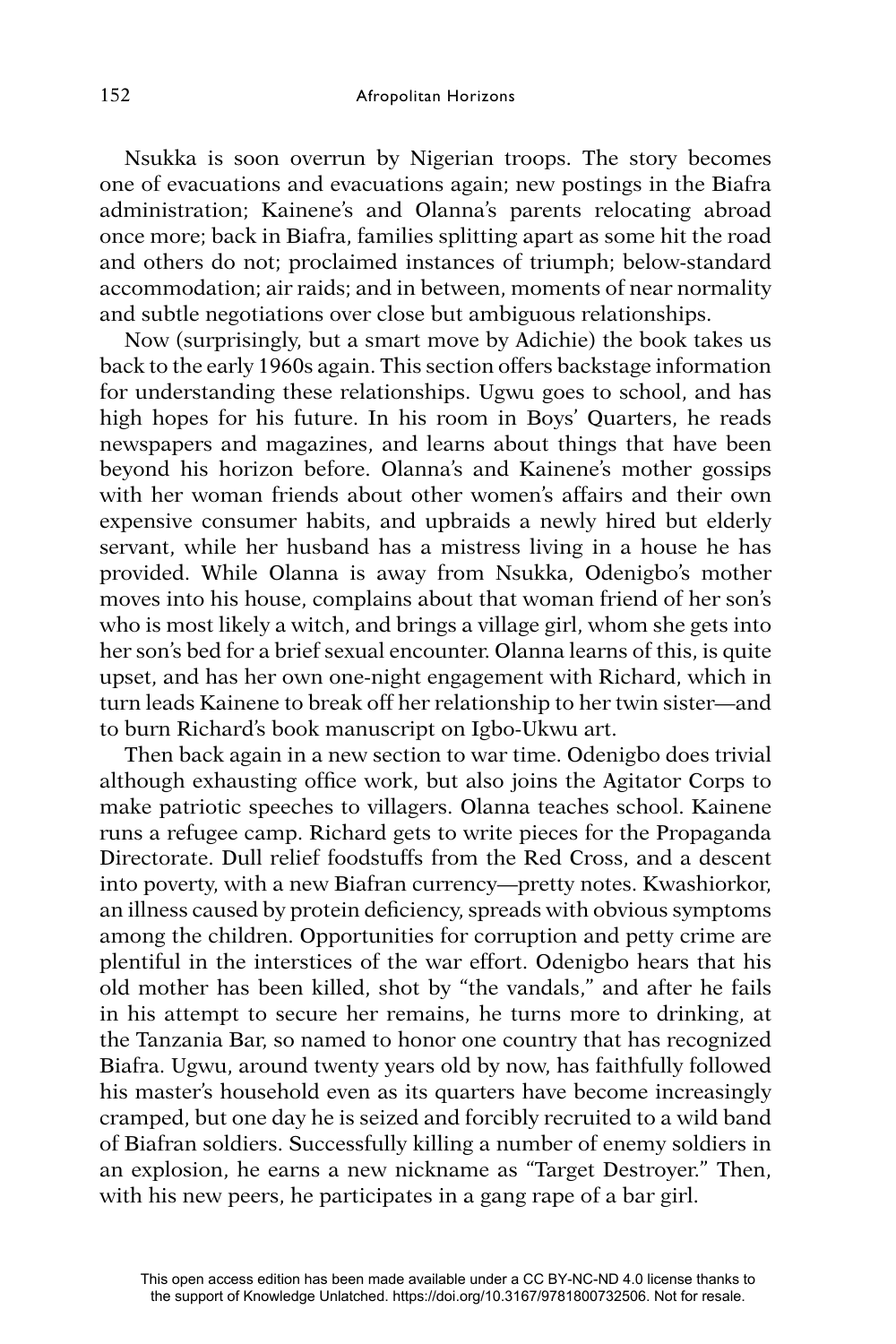Nsukka is soon overrun by Nigerian troops. The story becomes one of evacuations and evacuations again; new postings in the Biafra administration; Kainene's and Olanna's parents relocating abroad once more; back in Biafra, families splitting apart as some hit the road and others do not; proclaimed instances of triumph; below-standard accommodation; air raids; and in between, moments of near normality and subtle negotiations over close but ambiguous relationships.

Now (surprisingly, but a smart move by Adichie) the book takes us back to the early 1960s again. This section offers backstage information for understanding these relationships. Ugwu goes to school, and has high hopes for his future. In his room in Boys' Quarters, he reads newspapers and magazines, and learns about things that have been beyond his horizon before. Olanna's and Kainene's mother gossips with her woman friends about other women's affairs and their own expensive consumer habits, and upbraids a newly hired but elderly servant, while her husband has a mistress living in a house he has provided. While Olanna is away from Nsukka, Odenigbo's mother moves into his house, complains about that woman friend of her son's who is most likely a witch, and brings a village girl, whom she gets into her son's bed for a brief sexual encounter. Olanna learns of this, is quite upset, and has her own one-night engagement with Richard, which in turn leads Kainene to break off her relationship to her twin sister—and to burn Richard's book manuscript on Igbo-Ukwu art.

Then back again in a new section to war time. Odenigbo does trivial although exhausting office work, but also joins the Agitator Corps to make patriotic speeches to villagers. Olanna teaches school. Kainene runs a refugee camp. Richard gets to write pieces for the Propaganda Directorate. Dull relief foodstuffs from the Red Cross, and a descent into poverty, with a new Biafran currency—pretty notes. Kwashiorkor, an illness caused by protein deficiency, spreads with obvious symptoms among the children. Opportunities for corruption and petty crime are plentiful in the interstices of the war effort. Odenigbo hears that his old mother has been killed, shot by "the vandals," and after he fails in his attempt to secure her remains, he turns more to drinking, at the Tanzania Bar, so named to honor one country that has recognized Biafra. Ugwu, around twenty years old by now, has faithfully followed his master's household even as its quarters have become increasingly cramped, but one day he is seized and forcibly recruited to a wild band of Biafran soldiers. Successfully killing a number of enemy soldiers in an explosion, he earns a new nickname as "Target Destroyer." Then, with his new peers, he participates in a gang rape of a bar girl.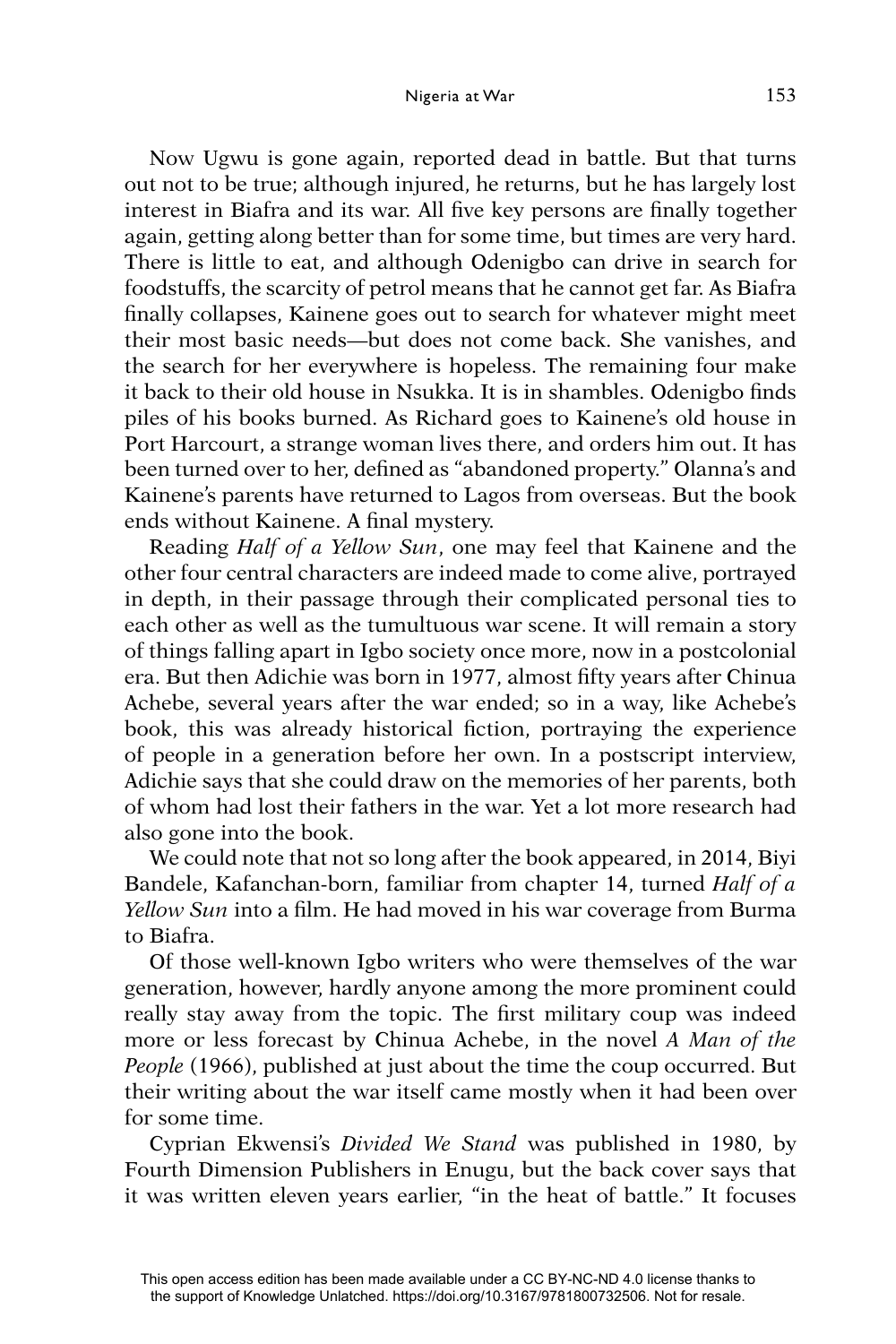Now Ugwu is gone again, reported dead in battle. But that turns out not to be true; although injured, he returns, but he has largely lost interest in Biafra and its war. All five key persons are finally together again, getting along better than for some time, but times are very hard. There is little to eat, and although Odenigbo can drive in search for foodstuffs, the scarcity of petrol means that he cannot get far. As Biafra finally collapses, Kainene goes out to search for whatever might meet their most basic needs—but does not come back. She vanishes, and the search for her everywhere is hopeless. The remaining four make it back to their old house in Nsukka. It is in shambles. Odenigbo finds piles of his books burned. As Richard goes to Kainene's old house in Port Harcourt, a strange woman lives there, and orders him out. It has been turned over to her, defined as "abandoned property." Olanna's and Kainene's parents have returned to Lagos from overseas. But the book ends without Kainene. A final mystery.

Reading *Half of a Yellow Sun*, one may feel that Kainene and the other four central characters are indeed made to come alive, portrayed in depth, in their passage through their complicated personal ties to each other as well as the tumultuous war scene. It will remain a story of things falling apart in Igbo society once more, now in a postcolonial era. But then Adichie was born in 1977, almost fifty years after Chinua Achebe, several years after the war ended; so in a way, like Achebe's book, this was already historical fiction, portraying the experience of people in a generation before her own. In a postscript interview, Adichie says that she could draw on the memories of her parents, both of whom had lost their fathers in the war. Yet a lot more research had also gone into the book.

We could note that not so long after the book appeared, in 2014, Biyi Bandele, Kafanchan-born, familiar from chapter 14, turned *Half of a Yellow Sun* into a film. He had moved in his war coverage from Burma to Biafra.

Of those well-known Igbo writers who were themselves of the war generation, however, hardly anyone among the more prominent could really stay away from the topic. The first military coup was indeed more or less forecast by Chinua Achebe, in the novel *A Man of the People* (1966), published at just about the time the coup occurred. But their writing about the war itself came mostly when it had been over for some time.

Cyprian Ekwensi's *Divided We Stand* was published in 1980, by Fourth Dimension Publishers in Enugu, but the back cover says that it was written eleven years earlier, "in the heat of battle." It focuses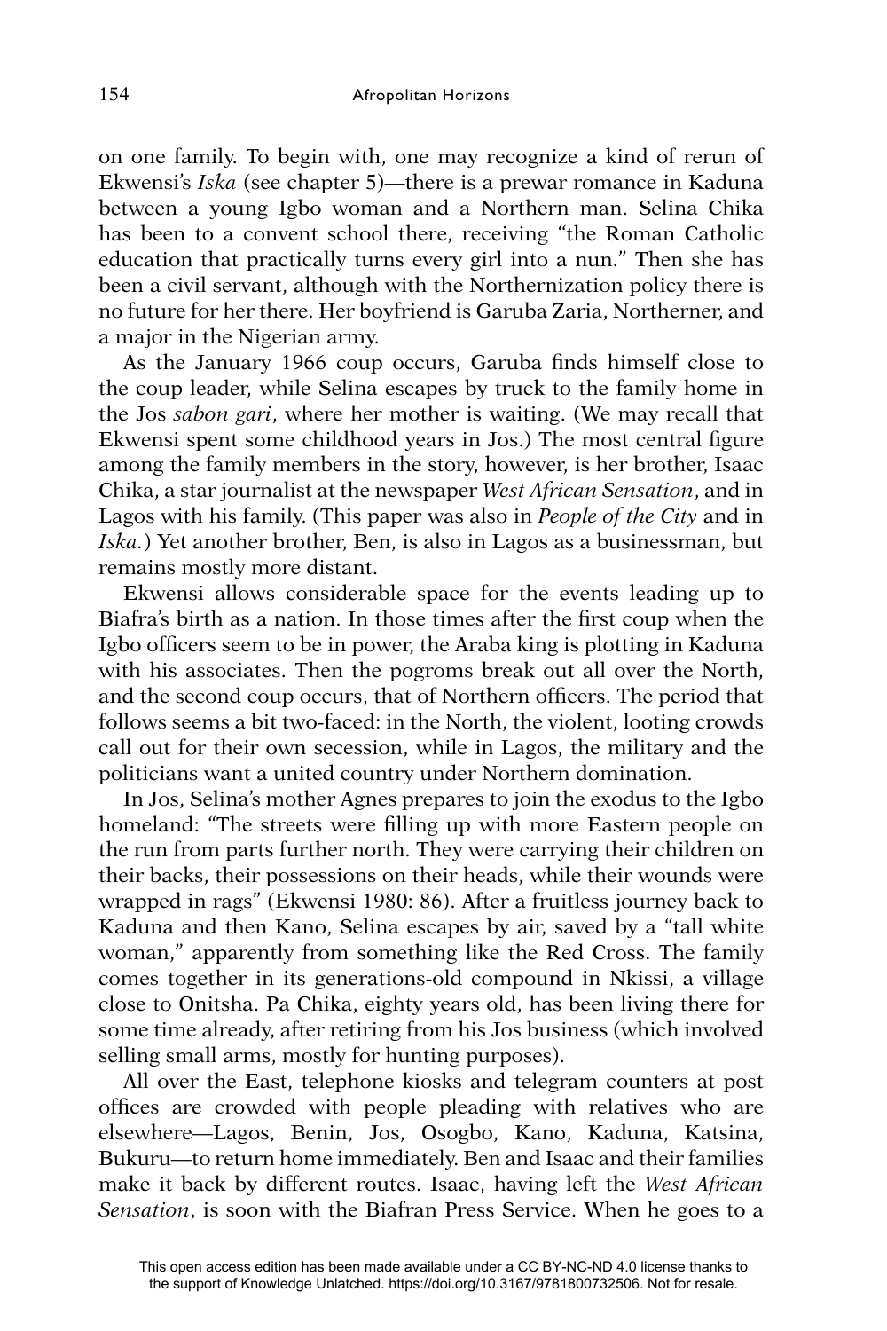on one family. To begin with, one may recognize a kind of rerun of Ekwensi's *Iska* (see chapter 5)—there is a prewar romance in Kaduna between a young Igbo woman and a Northern man. Selina Chika has been to a convent school there, receiving "the Roman Catholic education that practically turns every girl into a nun." Then she has been a civil servant, although with the Northernization policy there is no future for her there. Her boyfriend is Garuba Zaria, Northerner, and a major in the Nigerian army.

As the January 1966 coup occurs, Garuba finds himself close to the coup leader, while Selina escapes by truck to the family home in the Jos *sabon gari*, where her mother is waiting. (We may recall that Ekwensi spent some childhood years in Jos.) The most central figure among the family members in the story, however, is her brother, Isaac Chika, a star journalist at the newspaper *West African Sensation*, and in Lagos with his family. (This paper was also in *People of the City* and in *Iska*.) Yet another brother, Ben, is also in Lagos as a businessman, but remains mostly more distant.

Ekwensi allows considerable space for the events leading up to Biafra's birth as a nation. In those times after the first coup when the Igbo officers seem to be in power, the Araba king is plotting in Kaduna with his associates. Then the pogroms break out all over the North, and the second coup occurs, that of Northern officers. The period that follows seems a bit two-faced: in the North, the violent, looting crowds call out for their own secession, while in Lagos, the military and the politicians want a united country under Northern domination.

In Jos, Selina's mother Agnes prepares to join the exodus to the Igbo homeland: "The streets were filling up with more Eastern people on the run from parts further north. They were carrying their children on their backs, their possessions on their heads, while their wounds were wrapped in rags" (Ekwensi 1980: 86). After a fruitless journey back to Kaduna and then Kano, Selina escapes by air, saved by a "tall white woman," apparently from something like the Red Cross. The family comes together in its generations-old compound in Nkissi, a village close to Onitsha. Pa Chika, eighty years old, has been living there for some time already, after retiring from his Jos business (which involved selling small arms, mostly for hunting purposes).

All over the East, telephone kiosks and telegram counters at post offices are crowded with people pleading with relatives who are elsewhere—Lagos, Benin, Jos, Osogbo, Kano, Kaduna, Katsina, Bukuru—to return home immediately. Ben and Isaac and their families make it back by different routes. Isaac, having left the *West African Sensation*, is soon with the Biafran Press Service. When he goes to a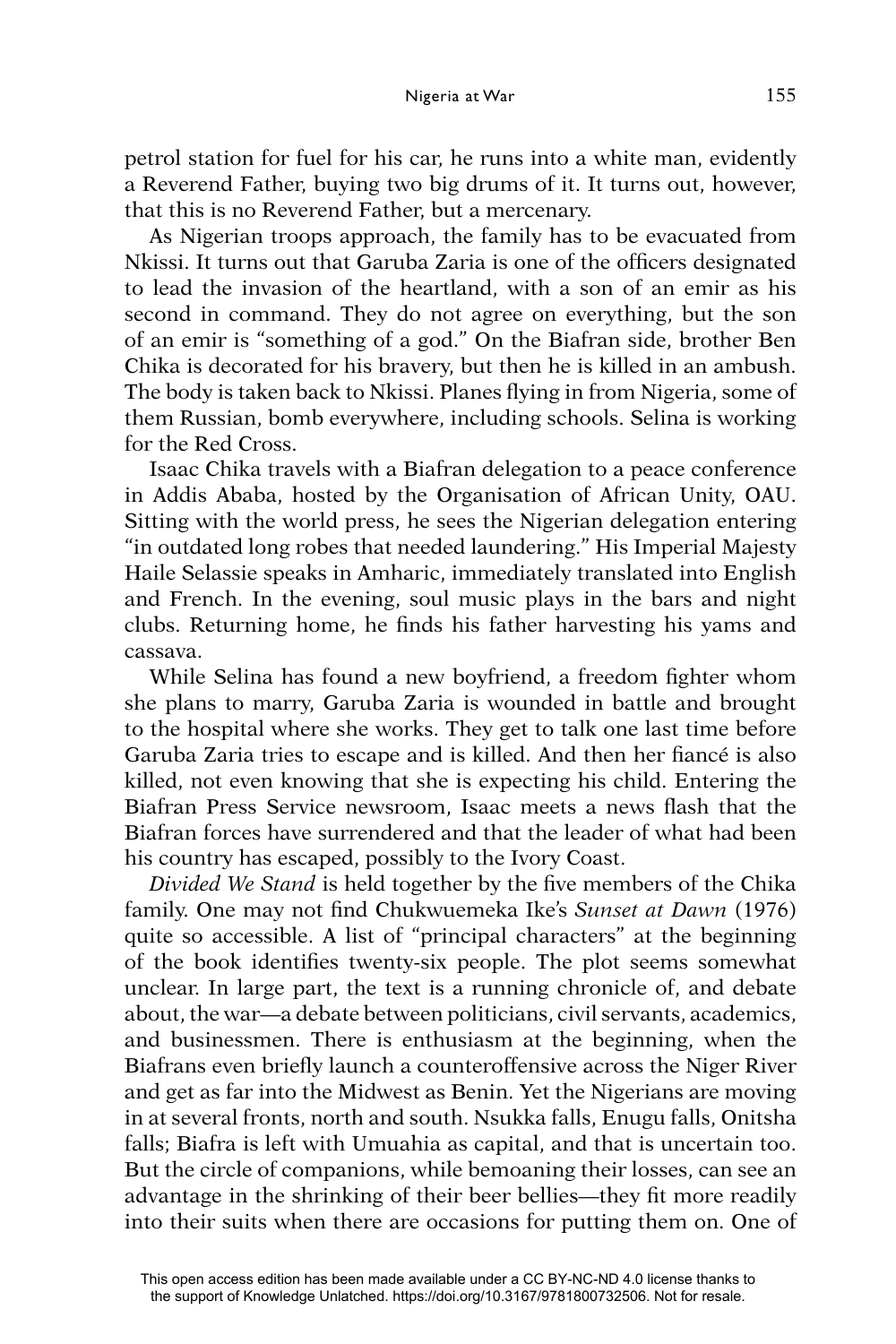petrol station for fuel for his car, he runs into a white man, evidently a Reverend Father, buying two big drums of it. It turns out, however, that this is no Reverend Father, but a mercenary.

As Nigerian troops approach, the family has to be evacuated from Nkissi. It turns out that Garuba Zaria is one of the officers designated to lead the invasion of the heartland, with a son of an emir as his second in command. They do not agree on everything, but the son of an emir is "something of a god." On the Biafran side, brother Ben Chika is decorated for his bravery, but then he is killed in an ambush. The body is taken back to Nkissi. Planes flying in from Nigeria, some of them Russian, bomb everywhere, including schools. Selina is working for the Red Cross.

Isaac Chika travels with a Biafran delegation to a peace conference in Addis Ababa, hosted by the Organisation of African Unity, OAU. Sitting with the world press, he sees the Nigerian delegation entering "in outdated long robes that needed laundering." His Imperial Majesty Haile Selassie speaks in Amharic, immediately translated into English and French. In the evening, soul music plays in the bars and night clubs. Returning home, he finds his father harvesting his yams and cassava.

While Selina has found a new boyfriend, a freedom fighter whom she plans to marry, Garuba Zaria is wounded in battle and brought to the hospital where she works. They get to talk one last time before Garuba Zaria tries to escape and is killed. And then her fiancé is also killed, not even knowing that she is expecting his child. Entering the Biafran Press Service newsroom, Isaac meets a news flash that the Biafran forces have surrendered and that the leader of what had been his country has escaped, possibly to the Ivory Coast.

*Divided We Stand* is held together by the five members of the Chika family. One may not find Chukwuemeka Ike's *Sunset at Dawn* (1976) quite so accessible. A list of "principal characters" at the beginning of the book identifies twenty-six people. The plot seems somewhat unclear. In large part, the text is a running chronicle of, and debate about, the war—a debate between politicians, civil servants, academics, and businessmen. There is enthusiasm at the beginning, when the Biafrans even briefly launch a counteroffensive across the Niger River and get as far into the Midwest as Benin. Yet the Nigerians are moving in at several fronts, north and south. Nsukka falls, Enugu falls, Onitsha falls; Biafra is left with Umuahia as capital, and that is uncertain too. But the circle of companions, while bemoaning their losses, can see an advantage in the shrinking of their beer bellies—they fit more readily into their suits when there are occasions for putting them on. One of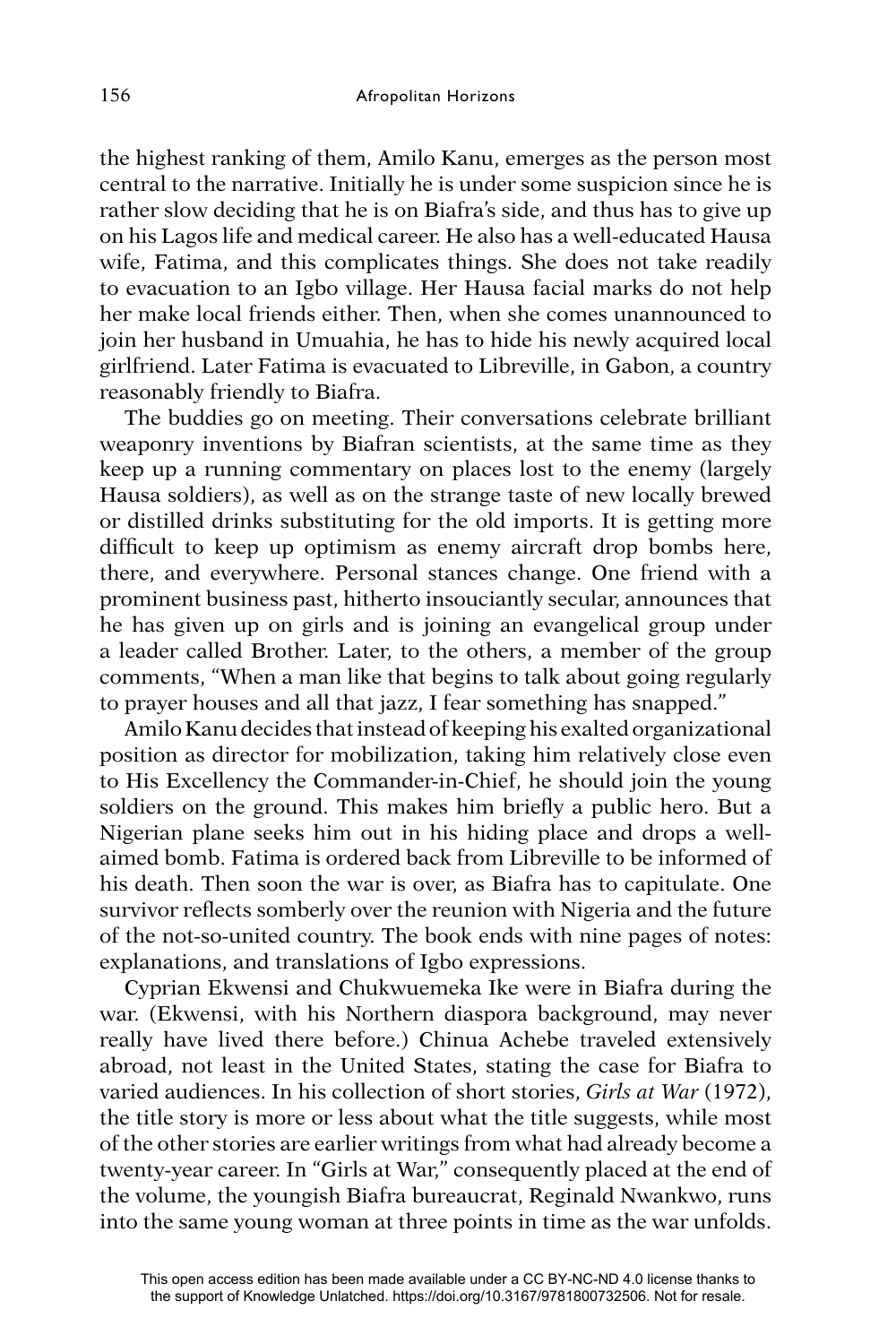the highest ranking of them, Amilo Kanu, emerges as the person most central to the narrative. Initially he is under some suspicion since he is rather slow deciding that he is on Biafra's side, and thus has to give up on his Lagos life and medical career. He also has a well-educated Hausa wife, Fatima, and this complicates things. She does not take readily to evacuation to an Igbo village. Her Hausa facial marks do not help her make local friends either. Then, when she comes unannounced to join her husband in Umuahia, he has to hide his newly acquired local girlfriend. Later Fatima is evacuated to Libreville, in Gabon, a country reasonably friendly to Biafra.

The buddies go on meeting. Their conversations celebrate brilliant weaponry inventions by Biafran scientists, at the same time as they keep up a running commentary on places lost to the enemy (largely Hausa soldiers), as well as on the strange taste of new locally brewed or distilled drinks substituting for the old imports. It is getting more difficult to keep up optimism as enemy aircraft drop bombs here, there, and everywhere. Personal stances change. One friend with a prominent business past, hitherto insouciantly secular, announces that he has given up on girls and is joining an evangelical group under a leader called Brother. Later, to the others, a member of the group comments, "When a man like that begins to talk about going regularly to prayer houses and all that jazz, I fear something has snapped."

Amilo Kanu decides that instead of keeping his exalted organizational position as director for mobilization, taking him relatively close even to His Excellency the Commander-in-Chief, he should join the young soldiers on the ground. This makes him briefly a public hero. But a Nigerian plane seeks him out in his hiding place and drops a well-aimed bomb. Fatima is ordered back from Libreville to be informed of his death. Then soon the war is over, as Biafra has to capitulate. One survivor reflects somberly over the reunion with Nigeria and the future of the not-so-united country. The book ends with nine pages of notes: explanations, and translations of Igbo expressions.

Cyprian Ekwensi and Chukwuemeka Ike were in Biafra during the war. (Ekwensi, with his Northern diaspora background, may never really have lived there before.) Chinua Achebe traveled extensively abroad, not least in the United States, stating the case for Biafra to varied audiences. In his collection of short stories, *Girls at War* (1972), the title story is more or less about what the title suggests, while most of the other stories are earlier writings from what had already become a twenty-year career. In "Girls at War," consequently placed at the end of the volume, the youngish Biafra bureaucrat, Reginald Nwankwo, runs into the same young woman at three points in time as the war unfolds.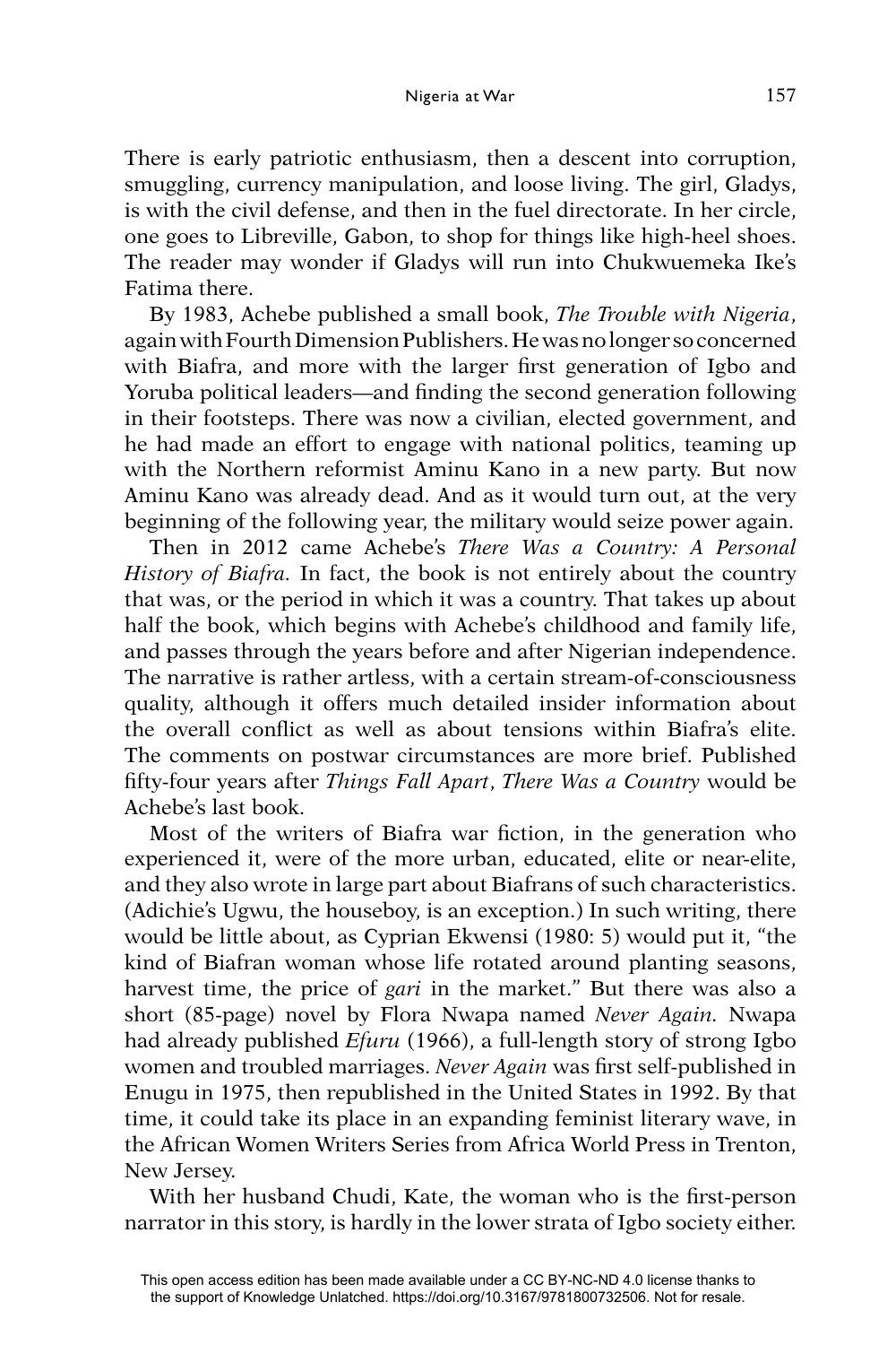There is early patriotic enthusiasm, then a descent into corruption, smuggling, currency manipulation, and loose living. The girl, Gladys, is with the civil defense, and then in the fuel directorate. In her circle, one goes to Libreville, Gabon, to shop for things like high-heel shoes. The reader may wonder if Gladys will run into Chukwuemeka Ike's Fatima there.

By 1983, Achebe published a small book, *The Trouble with Nigeria*, again with Fourth Dimension Publishers. He was no longer so concerned with Biafra, and more with the larger first generation of Igbo and Yoruba political leaders—and finding the second generation following in their footsteps. There was now a civilian, elected government, and he had made an effort to engage with national politics, teaming up with the Northern reformist Aminu Kano in a new party. But now Aminu Kano was already dead. And as it would turn out, at the very beginning of the following year, the military would seize power again.

Then in 2012 came Achebe's *There Was a Country: A Personal History of Biafra*. In fact, the book is not entirely about the country that was, or the period in which it was a country. That takes up about half the book, which begins with Achebe's childhood and family life, and passes through the years before and after Nigerian independence. The narrative is rather artless, with a certain stream-of-consciousness quality, although it offers much detailed insider information about the overall conflict as well as about tensions within Biafra's elite. The comments on postwar circumstances are more brief. Published fifty-four years after *Things Fall Apart*, *There Was a Country* would be Achebe's last book.

Most of the writers of Biafra war fiction, in the generation who experienced it, were of the more urban, educated, elite or near-elite, and they also wrote in large part about Biafrans of such characteristics. (Adichie's Ugwu, the houseboy, is an exception.) In such writing, there would be little about, as Cyprian Ekwensi (1980: 5) would put it, "the kind of Biafran woman whose life rotated around planting seasons, harvest time, the price of *gari* in the market." But there was also a short (85-page) novel by Flora Nwapa named *Never Again*. Nwapa had already published *Efuru* (1966), a full-length story of strong Igbo women and troubled marriages. *Never Again* was first self-published in Enugu in 1975, then republished in the United States in 1992. By that time, it could take its place in an expanding feminist literary wave, in the African Women Writers Series from Africa World Press in Trenton, New Jersey.

With her husband Chudi, Kate, the woman who is the first-person narrator in this story, is hardly in the lower strata of Igbo society either.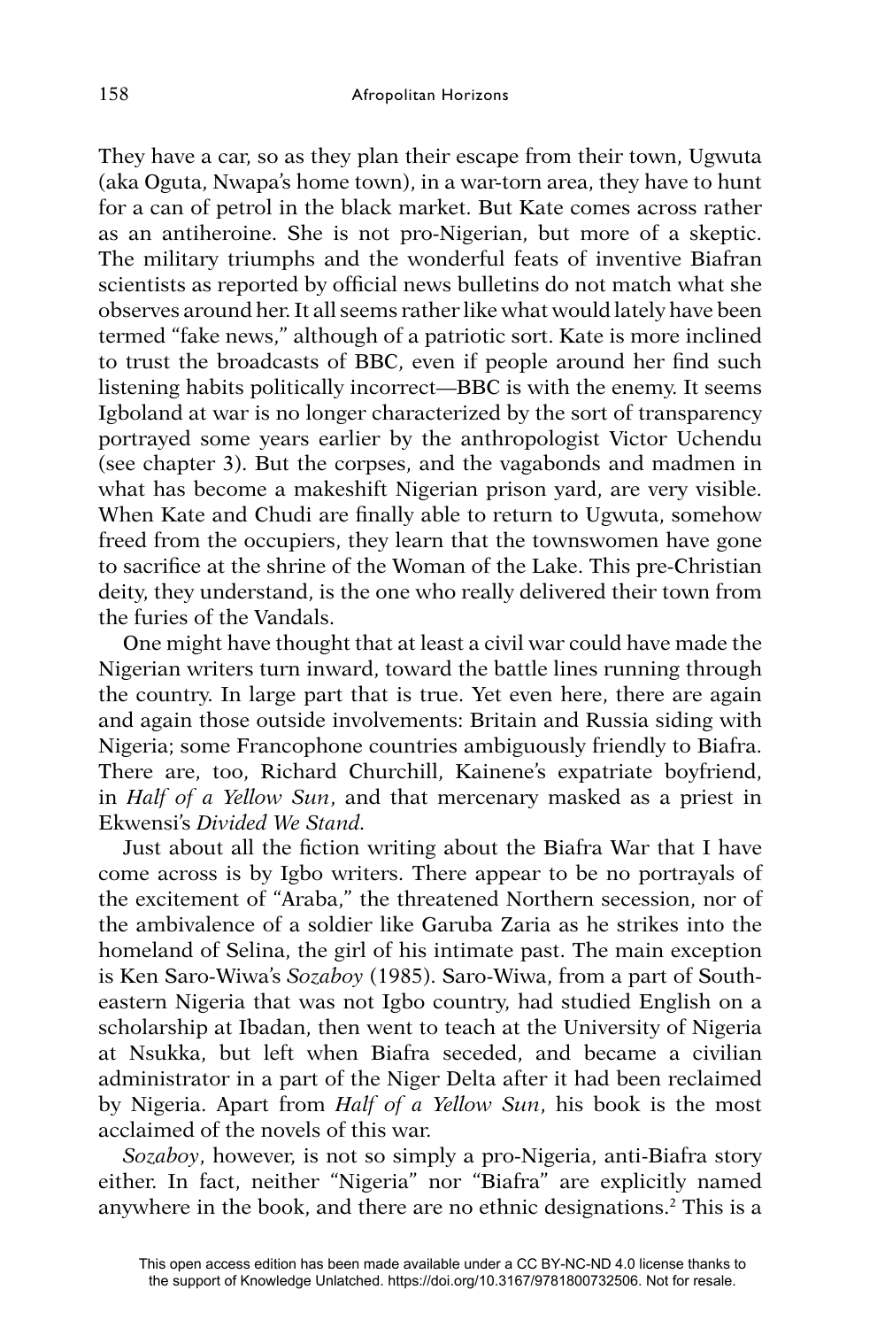They have a car, so as they plan their escape from their town, Ugwuta (aka Oguta, Nwapa's home town), in a war-torn area, they have to hunt for a can of petrol in the black market. But Kate comes across rather as an antiheroine. She is not pro-Nigerian, but more of a skeptic. The military triumphs and the wonderful feats of inventive Biafran scientists as reported by official news bulletins do not match what she observes around her. It all seems rather like what would lately have been termed "fake news," although of a patriotic sort. Kate is more inclined to trust the broadcasts of BBC, even if people around her find such listening habits politically incorrect—BBC is with the enemy. It seems Igboland at war is no longer characterized by the sort of transparency portrayed some years earlier by the anthropologist Victor Uchendu (see chapter 3). But the corpses, and the vagabonds and madmen in what has become a makeshift Nigerian prison yard, are very visible. When Kate and Chudi are finally able to return to Ugwuta, somehow freed from the occupiers, they learn that the townswomen have gone to sacrifice at the shrine of the Woman of the Lake. This pre-Christian deity, they understand, is the one who really delivered their town from the furies of the Vandals.

One might have thought that at least a civil war could have made the Nigerian writers turn inward, toward the battle lines running through the country. In large part that is true. Yet even here, there are again and again those outside involvements: Britain and Russia siding with Nigeria; some Francophone countries ambiguously friendly to Biafra. There are, too, Richard Churchill, Kainene's expatriate boyfriend, in *Half of a Yellow Sun*, and that mercenary masked as a priest in Ekwensi's *Divided We Stand*.

Just about all the fiction writing about the Biafra War that I have come across is by Igbo writers. There appear to be no portrayals of the excitement of "Araba," the threatened Northern secession, nor of the ambivalence of a soldier like Garuba Zaria as he strikes into the homeland of Selina, the girl of his intimate past. The main exception is Ken Saro-Wiwa's *Sozaboy* (1985). Saro-Wiwa, from a part of South-eastern Nigeria that was not Igbo country, had studied English on a scholarship at Ibadan, then went to teach at the University of Nigeria at Nsukka, but left when Biafra seceded, and became a civilian administrator in a part of the Niger Delta after it had been reclaimed by Nigeria. Apart from *Half of a Yellow Sun*, his book is the most acclaimed of the novels of this war.

*Sozaboy*, however, is not so simply a pro-Nigeria, anti-Biafra story either. In fact, neither "Nigeria" nor "Biafra" are explicitly named anywhere in the book, and there are no ethnic designations.[2] This is a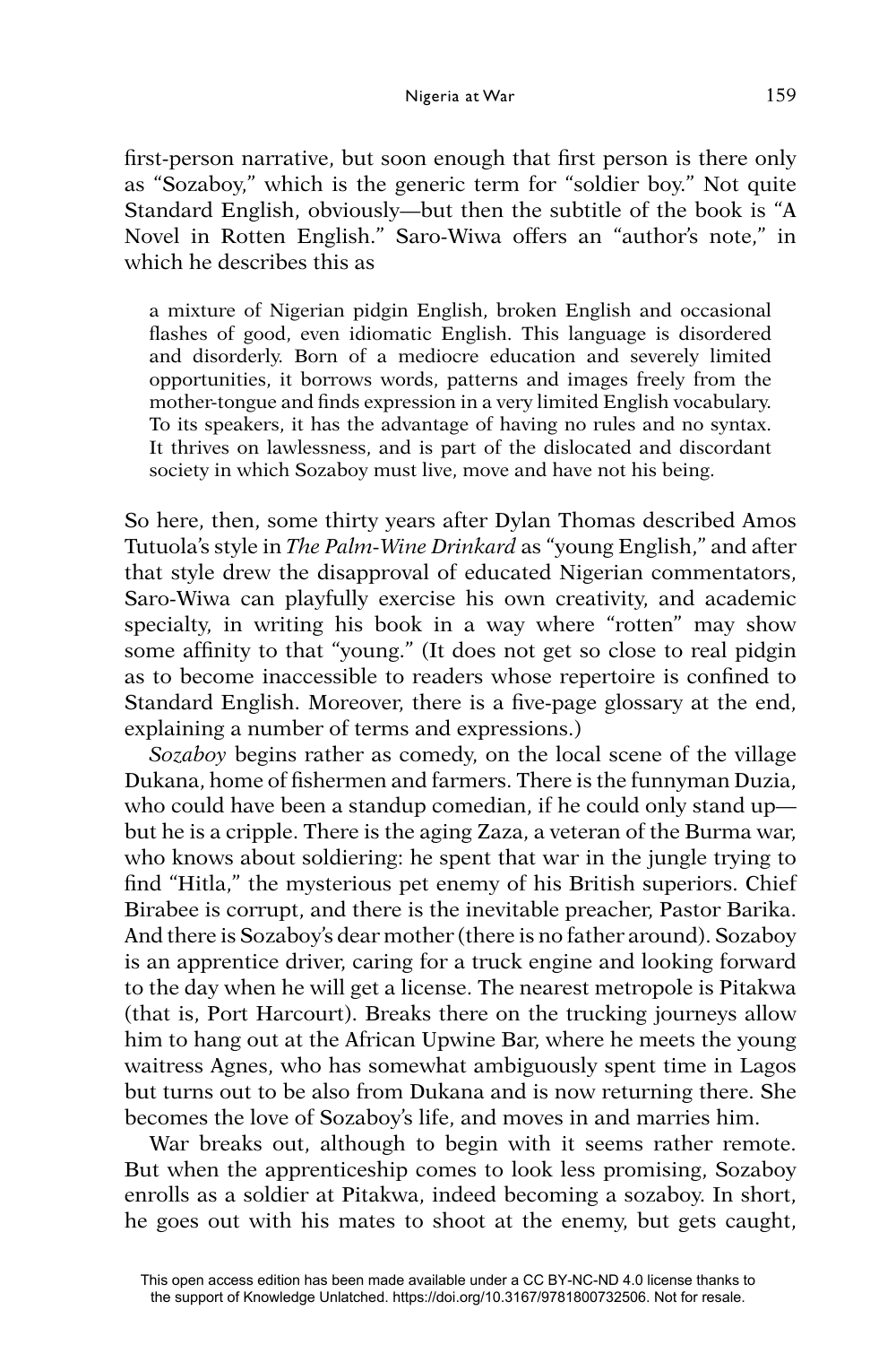first-person narrative, but soon enough that first person is there only as "Sozaboy," which is the generic term for "soldier boy." Not quite Standard English, obviously—but then the subtitle of the book is "A Novel in Rotten English." Saro-Wiwa offers an "author's note," in which he describes this as

> a mixture of Nigerian pidgin English, broken English and occasional flashes of good, even idiomatic English. This language is disordered and disorderly. Born of a mediocre education and severely limited opportunities, it borrows words, patterns and images freely from the mother-tongue and finds expression in a very limited English vocabulary. To its speakers, it has the advantage of having no rules and no syntax. It thrives on lawlessness, and is part of the dislocated and discordant society in which Sozaboy must live, move and have not his being.

So here, then, some thirty years after Dylan Thomas described Amos Tutuola's style in *The Palm-Wine Drinkard* as "young English," and after that style drew the disapproval of educated Nigerian commentators, Saro-Wiwa can playfully exercise his own creativity, and academic specialty, in writing his book in a way where "rotten" may show some affinity to that "young." (It does not get so close to real pidgin as to become inaccessible to readers whose repertoire is confined to Standard English. Moreover, there is a five-page glossary at the end, explaining a number of terms and expressions.)

*Sozaboy* begins rather as comedy, on the local scene of the village Dukana, home of fishermen and farmers. There is the funnyman Duzia, who could have been a standup comedian, if he could only stand up—but he is a cripple. There is the aging Zaza, a veteran of the Burma war, who knows about soldiering: he spent that war in the jungle trying to find "Hitla," the mysterious pet enemy of his British superiors. Chief Birabee is corrupt, and there is the inevitable preacher, Pastor Barika. And there is Sozaboy's dear mother (there is no father around). Sozaboy is an apprentice driver, caring for a truck engine and looking forward to the day when he will get a license. The nearest metropole is Pitakwa (that is, Port Harcourt). Breaks there on the trucking journeys allow him to hang out at the African Upwine Bar, where he meets the young waitress Agnes, who has somewhat ambiguously spent time in Lagos but turns out to be also from Dukana and is now returning there. She becomes the love of Sozaboy's life, and moves in and marries him.

War breaks out, although to begin with it seems rather remote. But when the apprenticeship comes to look less promising, Sozaboy enrolls as a soldier at Pitakwa, indeed becoming a sozaboy. In short, he goes out with his mates to shoot at the enemy, but gets caught,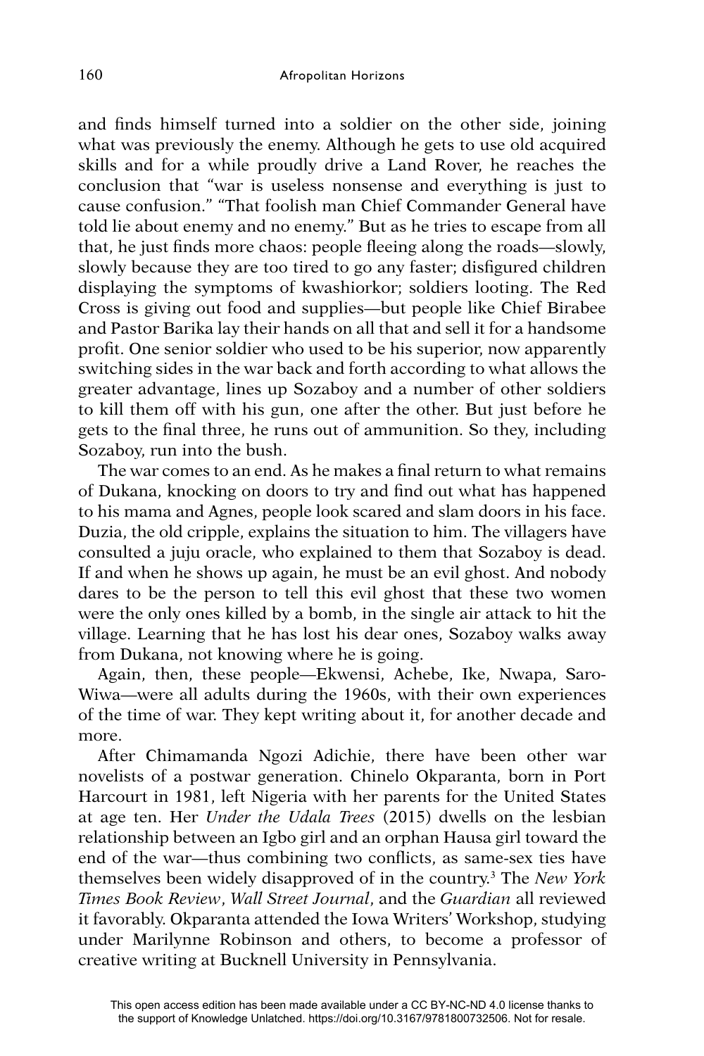and finds himself turned into a soldier on the other side, joining what was previously the enemy. Although he gets to use old acquired skills and for a while proudly drive a Land Rover, he reaches the conclusion that "war is useless nonsense and everything is just to cause confusion." "That foolish man Chief Commander General have told lie about enemy and no enemy." But as he tries to escape from all that, he just finds more chaos: people fleeing along the roads—slowly, slowly because they are too tired to go any faster; disfigured children displaying the symptoms of kwashiorkor; soldiers looting. The Red Cross is giving out food and supplies—but people like Chief Birabee and Pastor Barika lay their hands on all that and sell it for a handsome profit. One senior soldier who used to be his superior, now apparently switching sides in the war back and forth according to what allows the greater advantage, lines up Sozaboy and a number of other soldiers to kill them off with his gun, one after the other. But just before he gets to the final three, he runs out of ammunition. So they, including Sozaboy, run into the bush.

The war comes to an end. As he makes a final return to what remains of Dukana, knocking on doors to try and find out what has happened to his mama and Agnes, people look scared and slam doors in his face. Duzia, the old cripple, explains the situation to him. The villagers have consulted a juju oracle, who explained to them that Sozaboy is dead. If and when he shows up again, he must be an evil ghost. And nobody dares to be the person to tell this evil ghost that these two women were the only ones killed by a bomb, in the single air attack to hit the village. Learning that he has lost his dear ones, Sozaboy walks away from Dukana, not knowing where he is going.

Again, then, these people—Ekwensi, Achebe, Ike, Nwapa, Saro-Wiwa—were all adults during the 1960s, with their own experiences of the time of war. They kept writing about it, for another decade and more.

After Chimamanda Ngozi Adichie, there have been other war novelists of a postwar generation. Chinelo Okparanta, born in Port Harcourt in 1981, left Nigeria with her parents for the United States at age ten. Her *Under the Udala Trees* (2015) dwells on the lesbian relationship between an Igbo girl and an orphan Hausa girl toward the end of the war—thus combining two conflicts, as same-sex ties have themselves been widely disapproved of in the country.[3] The *New York Times Book Review*, *Wall Street Journal*, and the *Guardian* all reviewed it favorably. Okparanta attended the Iowa Writers' Workshop, studying under Marilynne Robinson and others, to become a professor of creative writing at Bucknell University in Pennsylvania.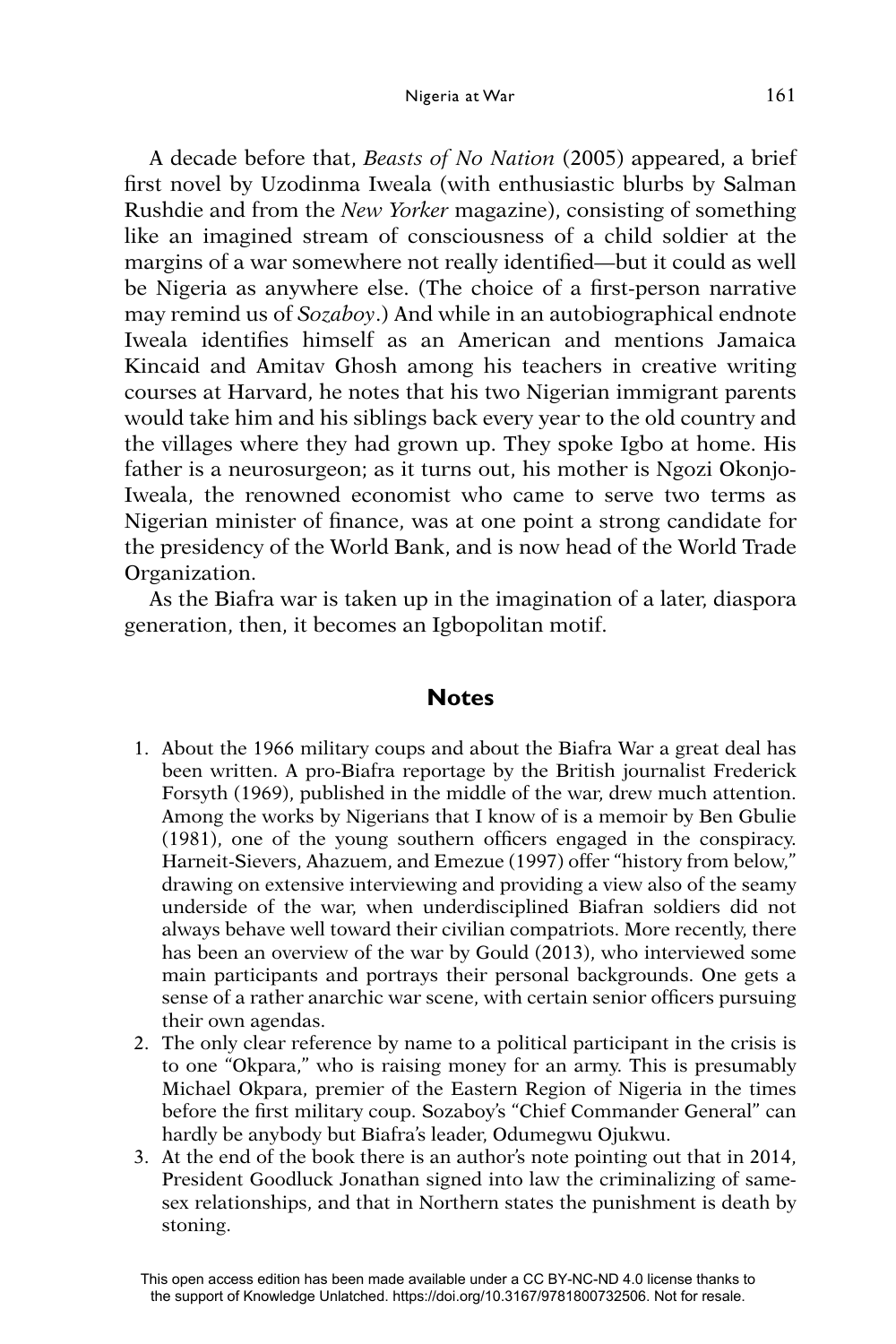A decade before that, *Beasts of No Nation* (2005) appeared, a brief first novel by Uzodinma Iweala (with enthusiastic blurbs by Salman Rushdie and from the *New Yorker* magazine), consisting of something like an imagined stream of consciousness of a child soldier at the margins of a war somewhere not really identified—but it could as well be Nigeria as anywhere else. (The choice of a first-person narrative may remind us of *Sozaboy*.) And while in an autobiographical endnote Iweala identifies himself as an American and mentions Jamaica Kincaid and Amitav Ghosh among his teachers in creative writing courses at Harvard, he notes that his two Nigerian immigrant parents would take him and his siblings back every year to the old country and the villages where they had grown up. They spoke Igbo at home. His father is a neurosurgeon; as it turns out, his mother is Ngozi Okonjo-Iweala, the renowned economist who came to serve two terms as Nigerian minister of finance, was at one point a strong candidate for the presidency of the World Bank, and is now head of the World Trade Organization.

As the Biafra war is taken up in the imagination of a later, diaspora generation, then, it becomes an Igbopolitan motif.

## Notes

1. About the 1966 military coups and about the Biafra War a great deal has been written. A pro-Biafra reportage by the British journalist Frederick Forsyth (1969), published in the middle of the war, drew much attention. Among the works by Nigerians that I know of is a memoir by Ben Gbulie (1981), one of the young southern officers engaged in the conspiracy. Harneit-Sievers, Ahazuem, and Emezue (1997) offer "history from below," drawing on extensive interviewing and providing a view also of the seamy underside of the war, when underdisciplined Biafran soldiers did not always behave well toward their civilian compatriots. More recently, there has been an overview of the war by Gould (2013), who interviewed some main participants and portrays their personal backgrounds. One gets a sense of a rather anarchic war scene, with certain senior officers pursuing their own agendas.
2. The only clear reference by name to a political participant in the crisis is to one "Okpara," who is raising money for an army. This is presumably Michael Okpara, premier of the Eastern Region of Nigeria in the times before the first military coup. Sozaboy's "Chief Commander General" can hardly be anybody but Biafra's leader, Odumegwu Ojukwu.
3. At the end of the book there is an author's note pointing out that in 2014, President Goodluck Jonathan signed into law the criminalizing of same-sex relationships, and that in Northern states the punishment is death by stoning.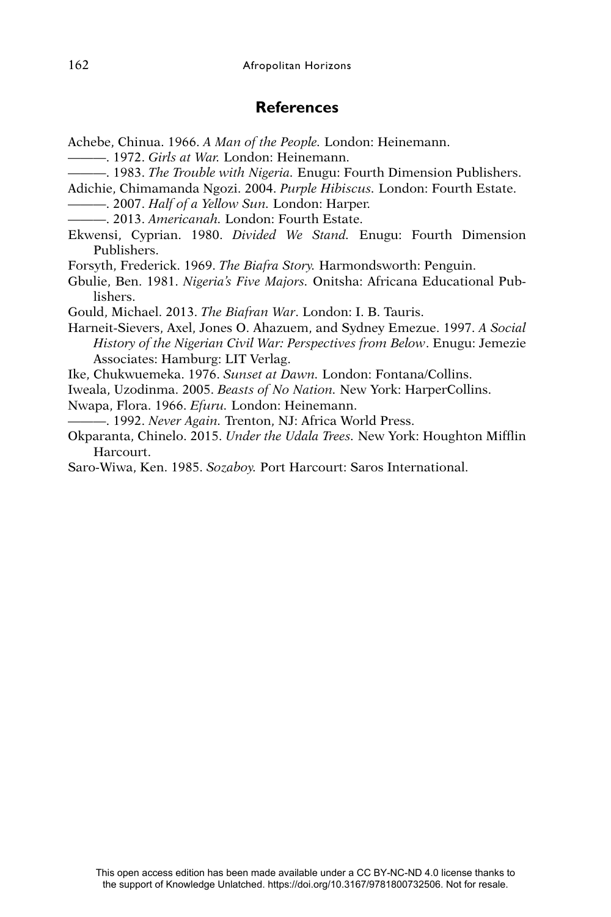## References

Achebe, Chinua. 1966. *A Man of the People.* London: Heinemann.

———. 1972. *Girls at War.* London: Heinemann.

———. 1983. *The Trouble with Nigeria.* Enugu: Fourth Dimension Publishers.

Adichie, Chimamanda Ngozi. 2004. *Purple Hibiscus.* London: Fourth Estate.

———. 2007. *Half of a Yellow Sun.* London: Harper.

———. 2013. *Americanah.* London: Fourth Estate.

Ekwensi, Cyprian. 1980. *Divided We Stand.* Enugu: Fourth Dimension Publishers.

Forsyth, Frederick. 1969. *The Biafra Story.* Harmondsworth: Penguin.

Gbulie, Ben. 1981. *Nigeria's Five Majors.* Onitsha: Africana Educational Publishers.

Gould, Michael. 2013. *The Biafran War*. London: I. B. Tauris.

Harneit-Sievers, Axel, Jones O. Ahazuem, and Sydney Emezue. 1997. *A Social History of the Nigerian Civil War: Perspectives from Below*. Enugu: Jemezie Associates: Hamburg: LIT Verlag.

Ike, Chukwuemeka. 1976. *Sunset at Dawn.* London: Fontana/Collins.

Iweala, Uzodinma. 2005. *Beasts of No Nation.* New York: HarperCollins.

Nwapa, Flora. 1966. *Efuru.* London: Heinemann.

———. 1992. *Never Again.* Trenton, NJ: Africa World Press.

Okparanta, Chinelo. 2015. *Under the Udala Trees.* New York: Houghton Mifflin Harcourt.

Saro-Wiwa, Ken. 1985. *Sozaboy.* Port Harcourt: Saros International.

This open access edition has been made available under a CC BY-NC-ND 4.0 license thanks to the support of Knowledge Unlatched. https://doi.org/10.3167/9781800732506. Not for resale.